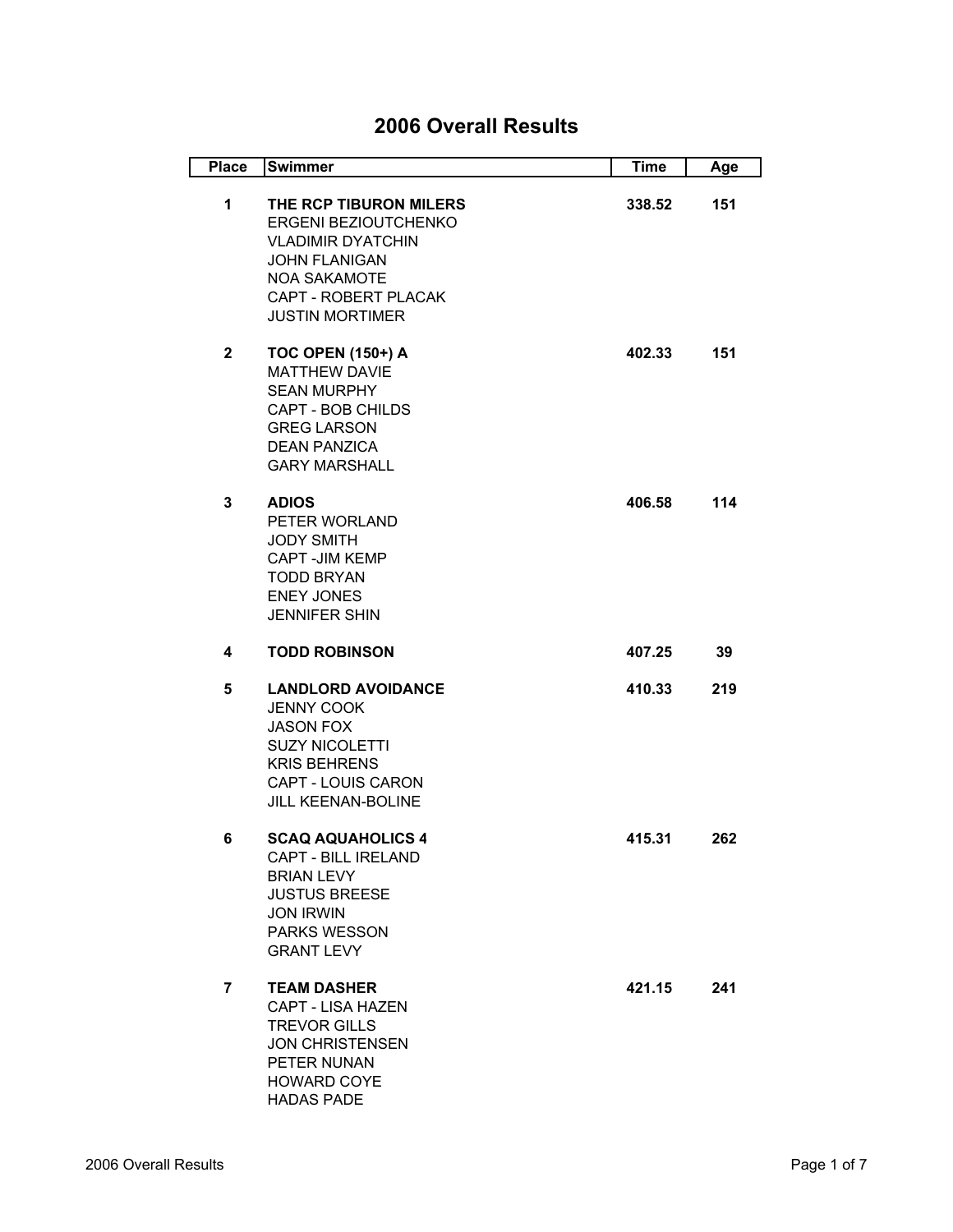# 2006 Overall Results

| Place | Swimmer | Time | Age |
|---|---|---|---|
| 1 | **THE RCP TIBURON MILERS**<br>ERGENI BEZIOUTCHENKO<br>VLADIMIR DYATCHIN<br>JOHN FLANIGAN<br>NOA SAKAMOTE<br>CAPT - ROBERT PLACAK<br>JUSTIN MORTIMER | 338.52 | 151 |
| 2 | **TOC OPEN (150+) A**<br>MATTHEW DAVIE<br>SEAN MURPHY<br>CAPT - BOB CHILDS<br>GREG LARSON<br>DEAN PANZICA<br>GARY MARSHALL | 402.33 | 151 |
| 3 | **ADIOS**<br>PETER WORLAND<br>JODY SMITH<br>CAPT -JIM KEMP<br>TODD BRYAN<br>ENEY JONES<br>JENNIFER SHIN | 406.58 | 114 |
| 4 | **TODD ROBINSON** | 407.25 | 39 |
| 5 | **LANDLORD AVOIDANCE**<br>JENNY COOK<br>JASON FOX<br>SUZY NICOLETTI<br>KRIS BEHRENS<br>CAPT - LOUIS CARON<br>JILL KEENAN-BOLINE | 410.33 | 219 |
| 6 | **SCAQ AQUAHOLICS 4**<br>CAPT - BILL IRELAND<br>BRIAN LEVY<br>JUSTUS BREESE<br>JON IRWIN<br>PARKS WESSON<br>GRANT LEVY | 415.31 | 262 |
| 7 | **TEAM DASHER**<br>CAPT - LISA HAZEN<br>TREVOR GILLS<br>JON CHRISTENSEN<br>PETER NUNAN<br>HOWARD COYE<br>HADAS PADE | 421.15 | 241 |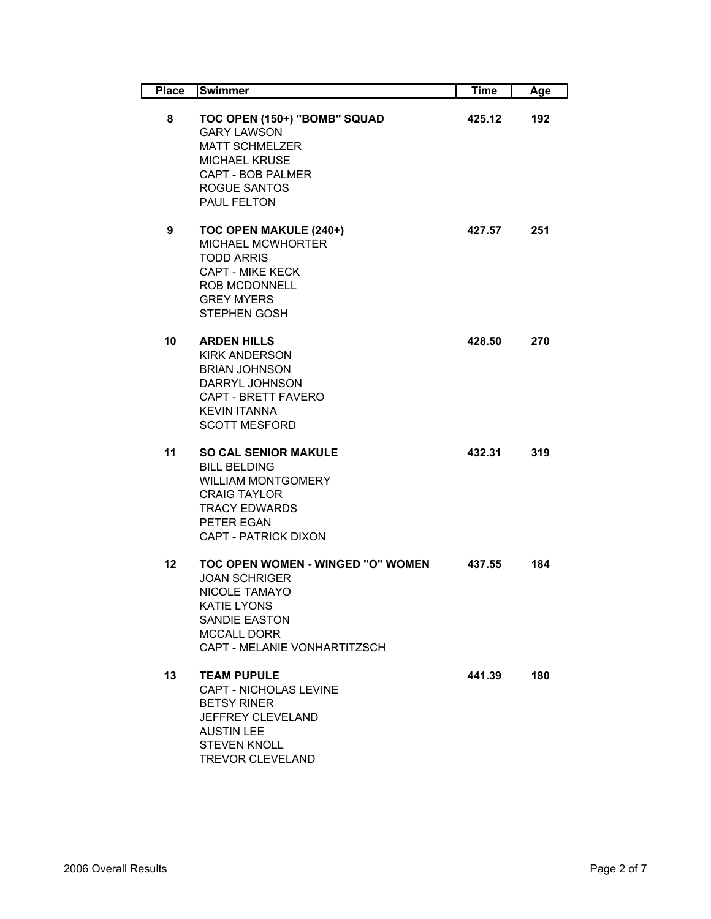| Place | Swimmer | Time | Age |
|---|---|---|---|
| 8 | **TOC OPEN (150+) "BOMB" SQUAD**<br>GARY LAWSON<br>MATT SCHMELZER<br>MICHAEL KRUSE<br>CAPT - BOB PALMER<br>ROGUE SANTOS<br>PAUL FELTON | 425.12 | 192 |
| 9 | **TOC OPEN MAKULE (240+)**<br>MICHAEL MCWHORTER<br>TODD ARRIS<br>CAPT - MIKE KECK<br>ROB MCDONNELL<br>GREY MYERS<br>STEPHEN GOSH | 427.57 | 251 |
| 10 | **ARDEN HILLS**<br>KIRK ANDERSON<br>BRIAN JOHNSON<br>DARRYL JOHNSON<br>CAPT - BRETT FAVERO<br>KEVIN ITANNA<br>SCOTT MESFORD | 428.50 | 270 |
| 11 | **SO CAL SENIOR MAKULE**<br>BILL BELDING<br>WILLIAM MONTGOMERY<br>CRAIG TAYLOR<br>TRACY EDWARDS<br>PETER EGAN<br>CAPT - PATRICK DIXON | 432.31 | 319 |
| 12 | **TOC OPEN WOMEN - WINGED "O" WOMEN**<br>JOAN SCHRIGER<br>NICOLE TAMAYO<br>KATIE LYONS<br>SANDIE EASTON<br>MCCALL DORR<br>CAPT - MELANIE VONHARTITZSCH | 437.55 | 184 |
| 13 | **TEAM PUPULE**<br>CAPT - NICHOLAS LEVINE<br>BETSY RINER<br>JEFFREY CLEVELAND<br>AUSTIN LEE<br>STEVEN KNOLL<br>TREVOR CLEVELAND | 441.39 | 180 |

2006 Overall Results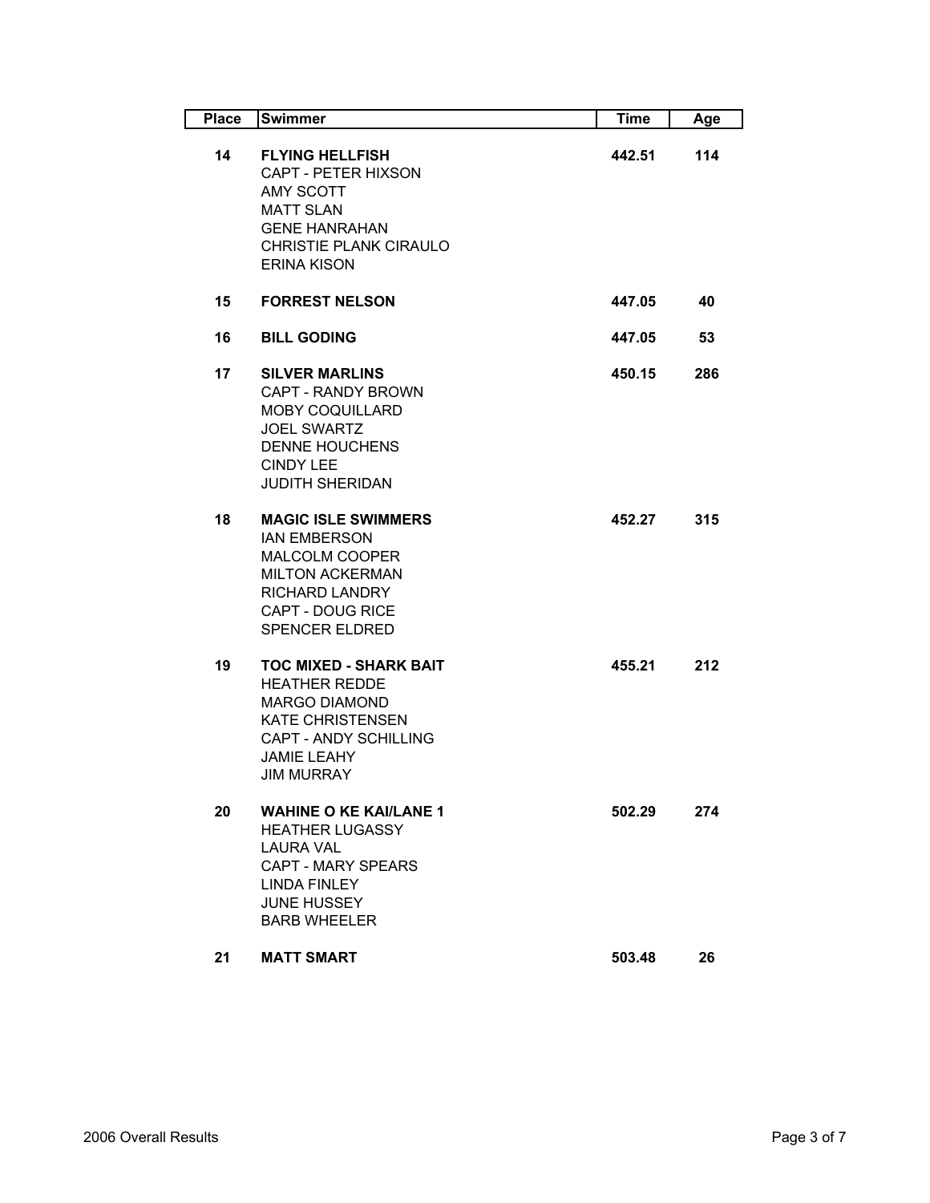| Place | Swimmer | Time | Age |
|---|---|---|---|
| 14 | **FLYING HELLFISH**<br>CAPT - PETER HIXSON<br>AMY SCOTT<br>MATT SLAN<br>GENE HANRAHAN<br>CHRISTIE PLANK CIRAULO<br>ERINA KISON | 442.51 | 114 |
| 15 | **FORREST NELSON** | 447.05 | 40 |
| 16 | **BILL GODING** | 447.05 | 53 |
| 17 | **SILVER MARLINS**<br>CAPT - RANDY BROWN<br>MOBY COQUILLARD<br>JOEL SWARTZ<br>DENNE HOUCHENS<br>CINDY LEE<br>JUDITH SHERIDAN | 450.15 | 286 |
| 18 | **MAGIC ISLE SWIMMERS**<br>IAN EMBERSON<br>MALCOLM COOPER<br>MILTON ACKERMAN<br>RICHARD LANDRY<br>CAPT - DOUG RICE<br>SPENCER ELDRED | 452.27 | 315 |
| 19 | **TOC MIXED - SHARK BAIT**<br>HEATHER REDDE<br>MARGO DIAMOND<br>KATE CHRISTENSEN<br>CAPT - ANDY SCHILLING<br>JAMIE LEAHY<br>JIM MURRAY | 455.21 | 212 |
| 20 | **WAHINE O KE KAI/LANE 1**<br>HEATHER LUGASSY<br>LAURA VAL<br>CAPT - MARY SPEARS<br>LINDA FINLEY<br>JUNE HUSSEY<br>BARB WHEELER | 502.29 | 274 |
| 21 | **MATT SMART** | 503.48 | 26 |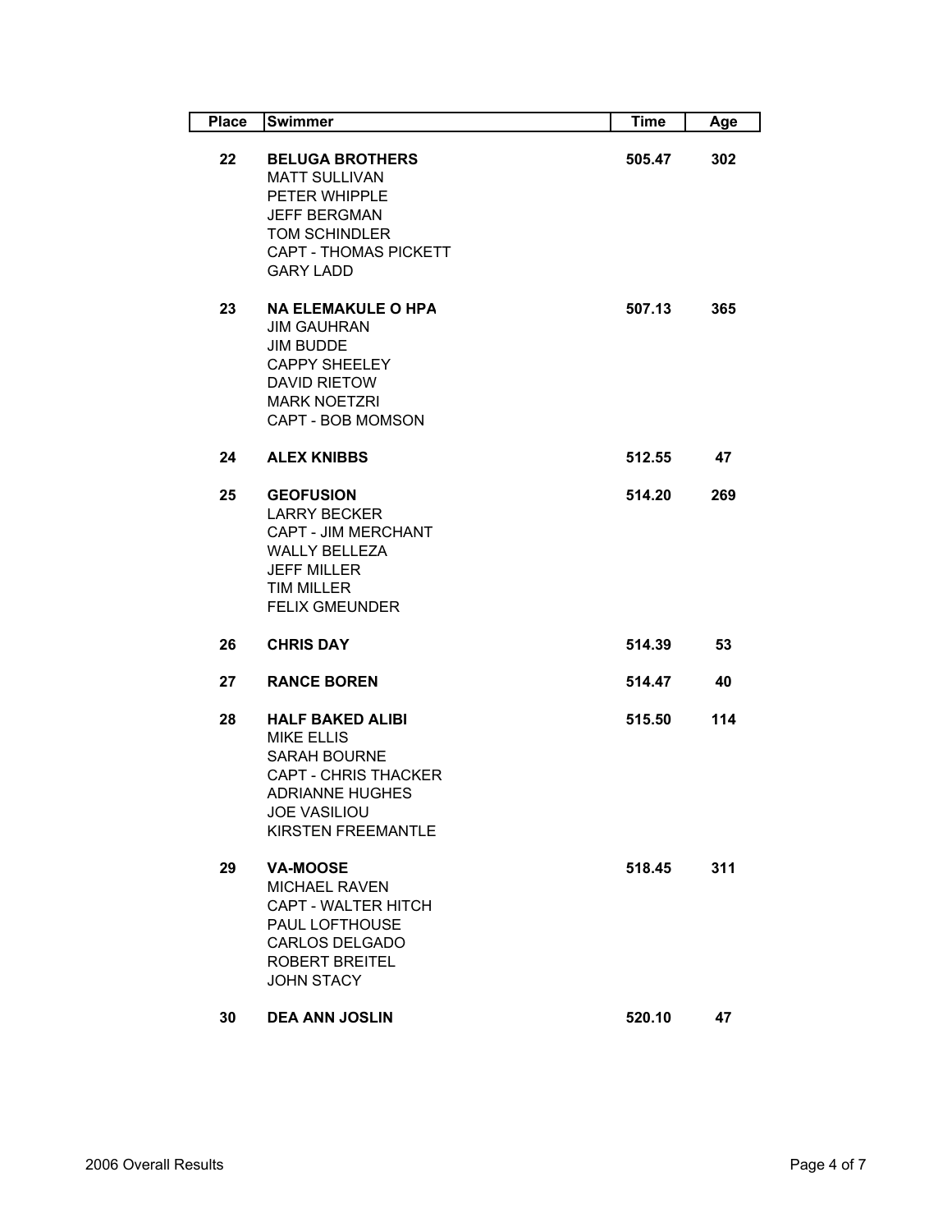| Place | Swimmer | Time | Age |
|---|---|---|---|
| **22** | **BELUGA BROTHERS**<br>MATT SULLIVAN<br>PETER WHIPPLE<br>JEFF BERGMAN<br>TOM SCHINDLER<br>CAPT - THOMAS PICKETT<br>GARY LADD | **505.47** | **302** |
| **23** | **NA ELEMAKULE O HPA**<br>JIM GAUHRAN<br>JIM BUDDE<br>CAPPY SHEELEY<br>DAVID RIETOW<br>MARK NOETZRI<br>CAPT - BOB MOMSON | **507.13** | **365** |
| **24** | **ALEX KNIBBS** | **512.55** | **47** |
| **25** | **GEOFUSION**<br>LARRY BECKER<br>CAPT - JIM MERCHANT<br>WALLY BELLEZA<br>JEFF MILLER<br>TIM MILLER<br>FELIX GMEUNDER | **514.20** | **269** |
| **26** | **CHRIS DAY** | **514.39** | **53** |
| **27** | **RANCE BOREN** | **514.47** | **40** |
| **28** | **HALF BAKED ALIBI**<br>MIKE ELLIS<br>SARAH BOURNE<br>CAPT - CHRIS THACKER<br>ADRIANNE HUGHES<br>JOE VASILIOU<br>KIRSTEN FREEMANTLE | **515.50** | **114** |
| **29** | **VA-MOOSE**<br>MICHAEL RAVEN<br>CAPT - WALTER HITCH<br>PAUL LOFTHOUSE<br>CARLOS DELGADO<br>ROBERT BREITEL<br>JOHN STACY | **518.45** | **311** |
| **30** | **DEA ANN JOSLIN** | **520.10** | **47** |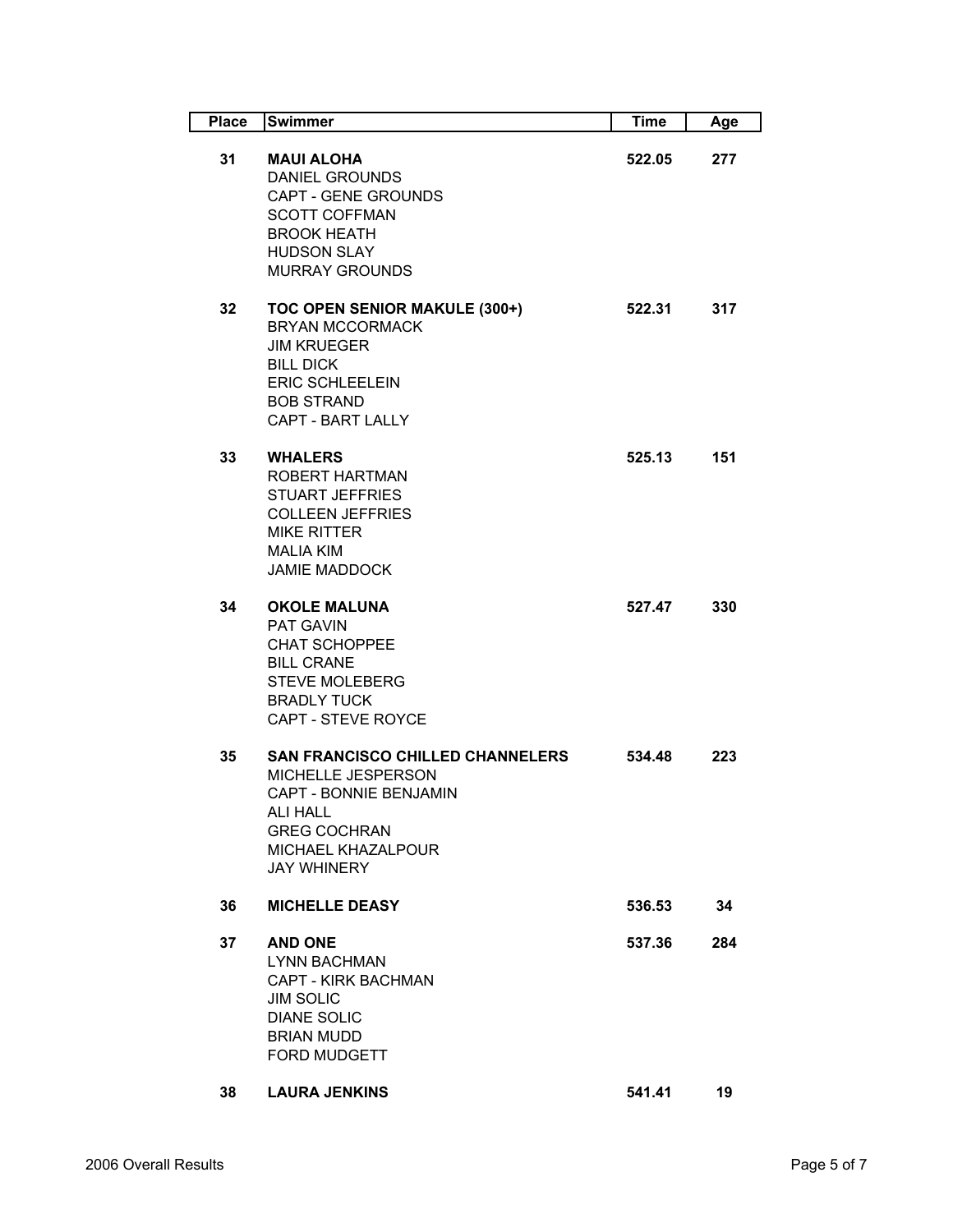| Place | Swimmer | Time | Age |
|---|---|---|---|
| 31 | **MAUI ALOHA**<br>DANIEL GROUNDS<br>CAPT - GENE GROUNDS<br>SCOTT COFFMAN<br>BROOK HEATH<br>HUDSON SLAY<br>MURRAY GROUNDS | 522.05 | 277 |
| 32 | **TOC OPEN SENIOR MAKULE (300+)**<br>BRYAN MCCORMACK<br>JIM KRUEGER<br>BILL DICK<br>ERIC SCHLEELEIN<br>BOB STRAND<br>CAPT - BART LALLY | 522.31 | 317 |
| 33 | **WHALERS**<br>ROBERT HARTMAN<br>STUART JEFFRIES<br>COLLEEN JEFFRIES<br>MIKE RITTER<br>MALIA KIM<br>JAMIE MADDOCK | 525.13 | 151 |
| 34 | **OKOLE MALUNA**<br>PAT GAVIN<br>CHAT SCHOPPEE<br>BILL CRANE<br>STEVE MOLEBERG<br>BRADLY TUCK<br>CAPT - STEVE ROYCE | 527.47 | 330 |
| 35 | **SAN FRANCISCO CHILLED CHANNELERS**<br>MICHELLE JESPERSON<br>CAPT - BONNIE BENJAMIN<br>ALI HALL<br>GREG COCHRAN<br>MICHAEL KHAZALPOUR<br>JAY WHINERY | 534.48 | 223 |
| 36 | **MICHELLE DEASY** | 536.53 | 34 |
| 37 | **AND ONE**<br>LYNN BACHMAN<br>CAPT - KIRK BACHMAN<br>JIM SOLIC<br>DIANE SOLIC<br>BRIAN MUDD<br>FORD MUDGETT | 537.36 | 284 |
| 38 | **LAURA JENKINS** | 541.41 | 19 |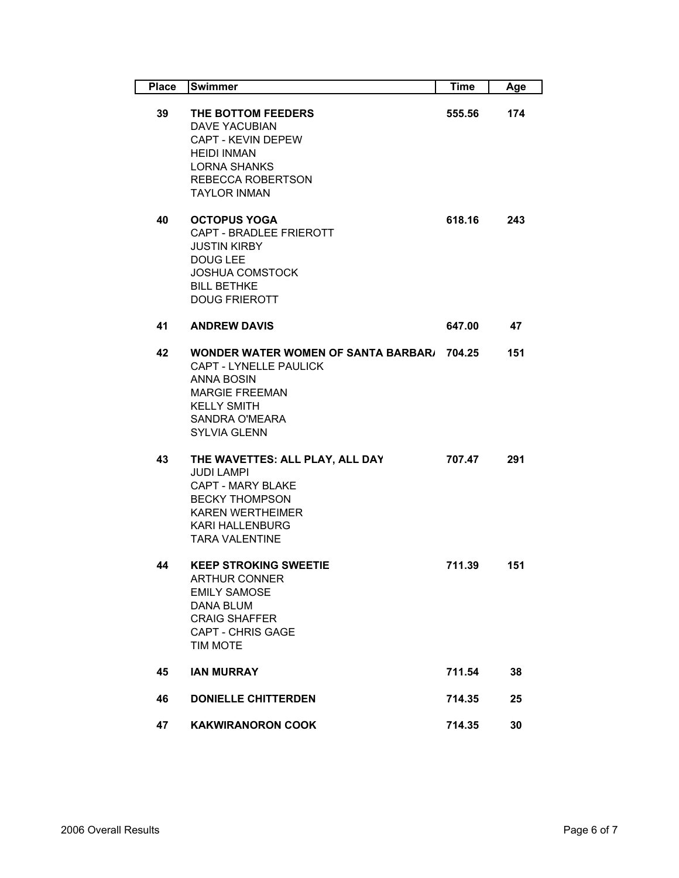| Place | Swimmer | Time | Age |
|---|---|---|---|
| **39** | **THE BOTTOM FEEDERS** | **555.56** | **174** |
| | DAVE YACUBIAN | | |
| | CAPT - KEVIN DEPEW | | |
| | HEIDI INMAN | | |
| | LORNA SHANKS | | |
| | REBECCA ROBERTSON | | |
| | TAYLOR INMAN | | |
| **40** | **OCTOPUS YOGA** | **618.16** | **243** |
| | CAPT - BRADLEE FRIEROTT | | |
| | JUSTIN KIRBY | | |
| | DOUG LEE | | |
| | JOSHUA COMSTOCK | | |
| | BILL BETHKE | | |
| | DOUG FRIEROTT | | |
| **41** | **ANDREW DAVIS** | **647.00** | **47** |
| **42** | **WONDER WATER WOMEN OF SANTA BARBAR/** | **704.25** | **151** |
| | CAPT - LYNELLE PAULICK | | |
| | ANNA BOSIN | | |
| | MARGIE FREEMAN | | |
| | KELLY SMITH | | |
| | SANDRA O'MEARA | | |
| | SYLVIA GLENN | | |
| **43** | **THE WAVETTES: ALL PLAY, ALL DAY** | **707.47** | **291** |
| | JUDI LAMPI | | |
| | CAPT - MARY BLAKE | | |
| | BECKY THOMPSON | | |
| | KAREN WERTHEIMER | | |
| | KARI HALLENBURG | | |
| | TARA VALENTINE | | |
| **44** | **KEEP STROKING SWEETIE** | **711.39** | **151** |
| | ARTHUR CONNER | | |
| | EMILY SAMOSE | | |
| | DANA BLUM | | |
| | CRAIG SHAFFER | | |
| | CAPT - CHRIS GAGE | | |
| | TIM MOTE | | |
| **45** | **IAN MURRAY** | **711.54** | **38** |
| **46** | **DONIELLE CHITTERDEN** | **714.35** | **25** |
| **47** | **KAKWIRANORON COOK** | **714.35** | **30** |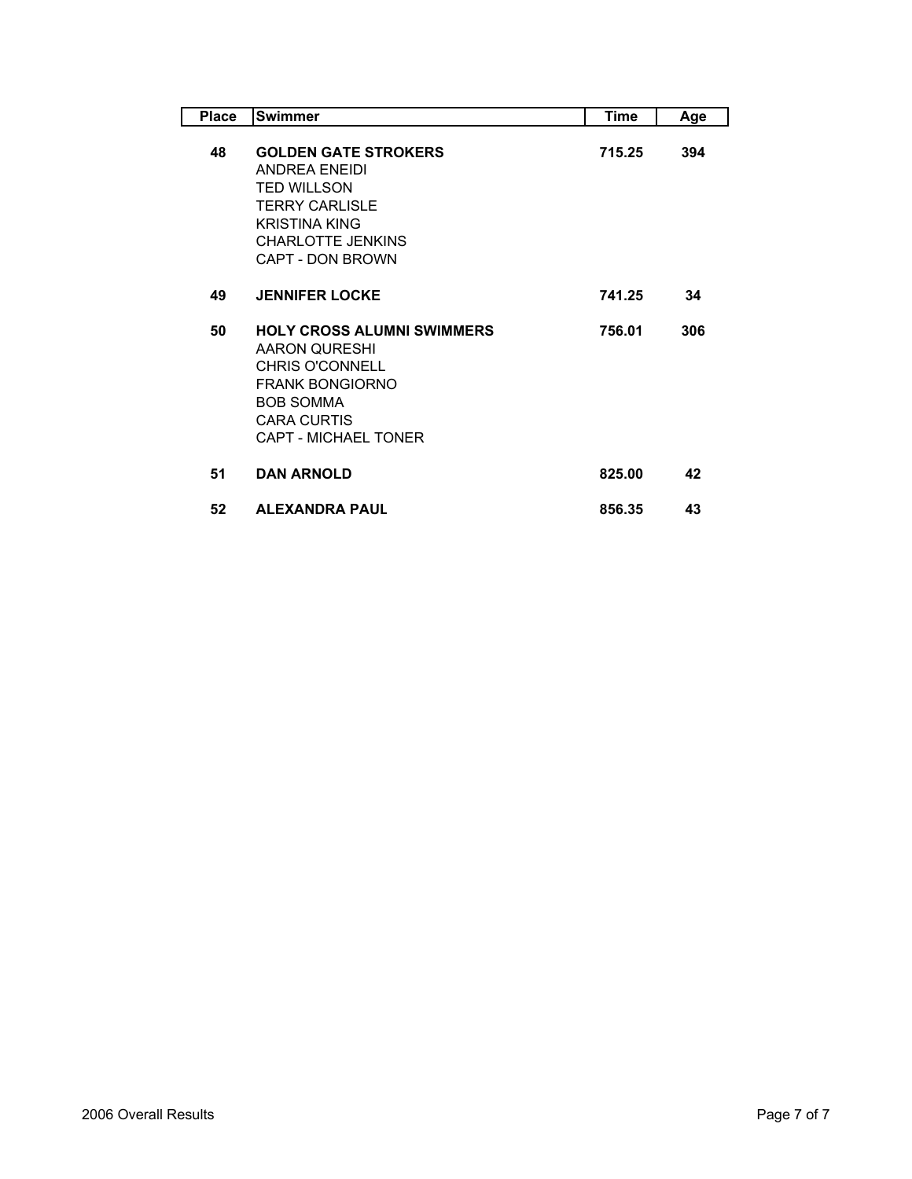| Place | Swimmer | Time | Age |
|---|---|---|---|
| **48** | **GOLDEN GATE STROKERS** | **715.25** | **394** |
| | ANDREA ENEIDI | | |
| | TED WILLSON | | |
| | TERRY CARLISLE | | |
| | KRISTINA KING | | |
| | CHARLOTTE JENKINS | | |
| | CAPT - DON BROWN | | |
| **49** | **JENNIFER LOCKE** | **741.25** | **34** |
| **50** | **HOLY CROSS ALUMNI SWIMMERS** | **756.01** | **306** |
| | AARON QURESHI | | |
| | CHRIS O'CONNELL | | |
| | FRANK BONGIORNO | | |
| | BOB SOMMA | | |
| | CARA CURTIS | | |
| | CAPT - MICHAEL TONER | | |
| **51** | **DAN ARNOLD** | **825.00** | **42** |
| **52** | **ALEXANDRA PAUL** | **856.35** | **43** |

2006 Overall Results